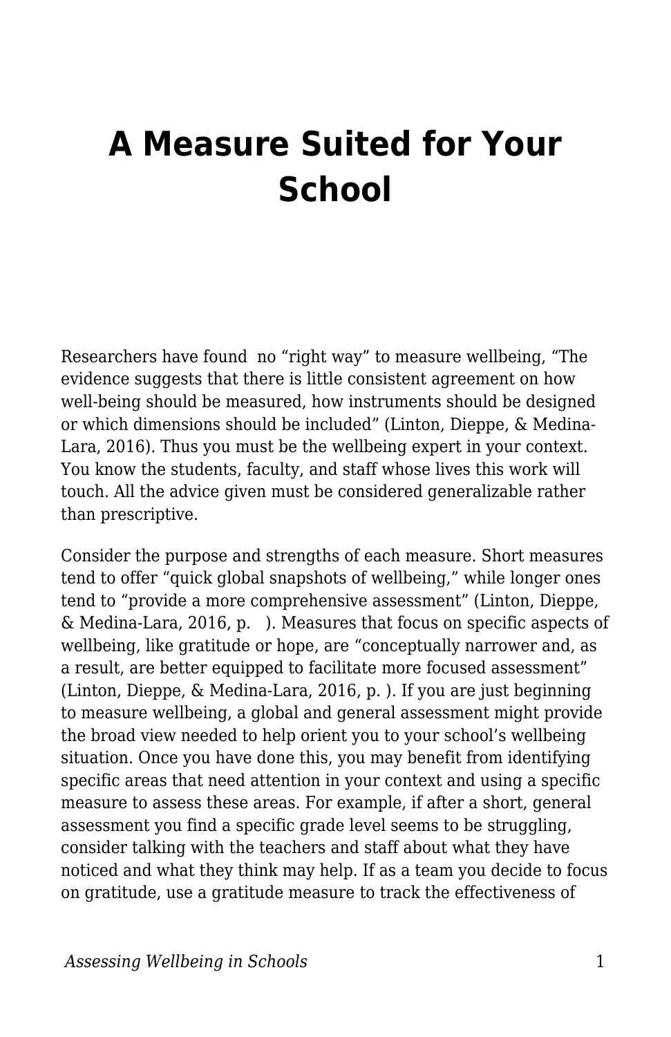# A Measure Suited for Your School

Researchers have found no "right way" to measure wellbeing, "The evidence suggests that there is little consistent agreement on how well-being should be measured, how instruments should be designed or which dimensions should be included" (Linton, Dieppe, & Medina-Lara, 2016). Thus you must be the wellbeing expert in your context. You know the students, faculty, and staff whose lives this work will touch. All the advice given must be considered generalizable rather than prescriptive.

Consider the purpose and strengths of each measure. Short measures tend to offer "quick global snapshots of wellbeing," while longer ones tend to "provide a more comprehensive assessment" (Linton, Dieppe, & Medina-Lara, 2016, p. ). Measures that focus on specific aspects of wellbeing, like gratitude or hope, are "conceptually narrower and, as a result, are better equipped to facilitate more focused assessment" (Linton, Dieppe, & Medina-Lara, 2016, p. ). If you are just beginning to measure wellbeing, a global and general assessment might provide the broad view needed to help orient you to your school's wellbeing situation. Once you have done this, you may benefit from identifying specific areas that need attention in your context and using a specific measure to assess these areas. For example, if after a short, general assessment you find a specific grade level seems to be struggling, consider talking with the teachers and staff about what they have noticed and what they think may help. If as a team you decide to focus on gratitude, use a gratitude measure to track the effectiveness of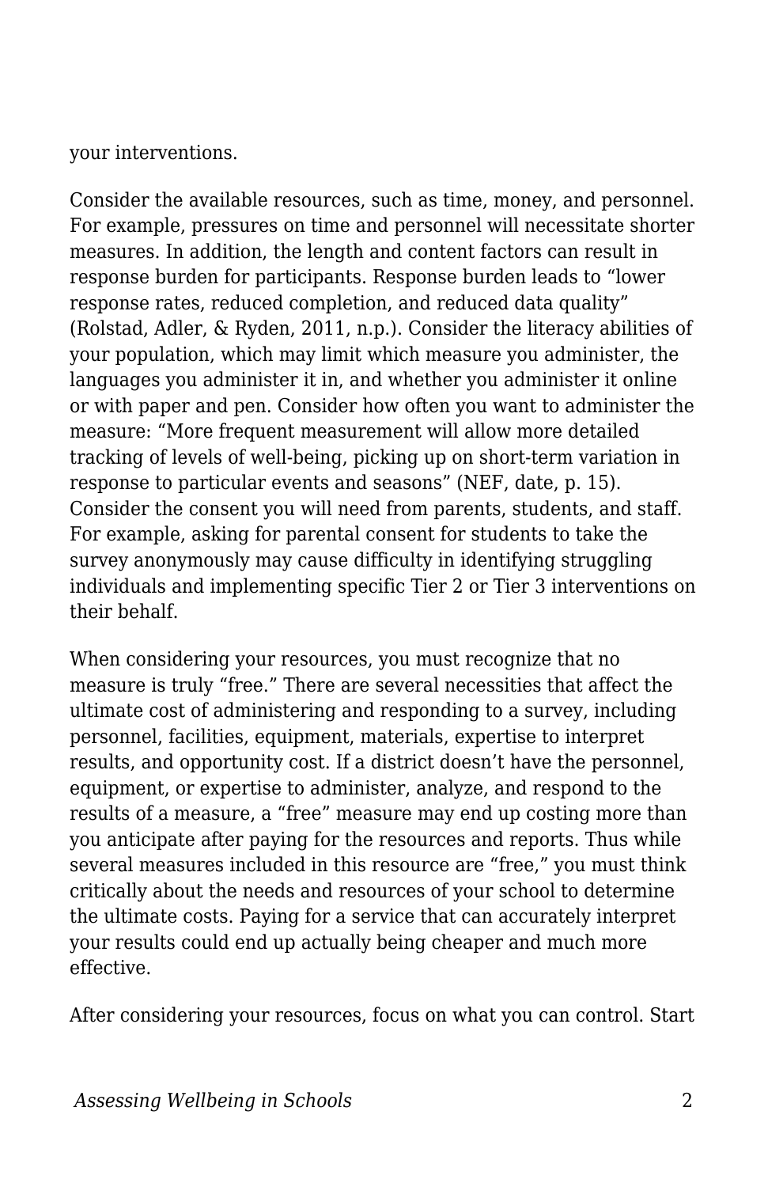your interventions.

Consider the available resources, such as time, money, and personnel. For example, pressures on time and personnel will necessitate shorter measures. In addition, the length and content factors can result in response burden for participants. Response burden leads to "lower response rates, reduced completion, and reduced data quality" (Rolstad, Adler, & Ryden, 2011, n.p.). Consider the literacy abilities of your population, which may limit which measure you administer, the languages you administer it in, and whether you administer it online or with paper and pen. Consider how often you want to administer the measure: "More frequent measurement will allow more detailed tracking of levels of well-being, picking up on short-term variation in response to particular events and seasons" (NEF, date, p. 15). Consider the consent you will need from parents, students, and staff. For example, asking for parental consent for students to take the survey anonymously may cause difficulty in identifying struggling individuals and implementing specific Tier 2 or Tier 3 interventions on their behalf.

When considering your resources, you must recognize that no measure is truly "free." There are several necessities that affect the ultimate cost of administering and responding to a survey, including personnel, facilities, equipment, materials, expertise to interpret results, and opportunity cost. If a district doesn't have the personnel, equipment, or expertise to administer, analyze, and respond to the results of a measure, a "free" measure may end up costing more than you anticipate after paying for the resources and reports. Thus while several measures included in this resource are "free," you must think critically about the needs and resources of your school to determine the ultimate costs. Paying for a service that can accurately interpret your results could end up actually being cheaper and much more effective.

After considering your resources, focus on what you can control. Start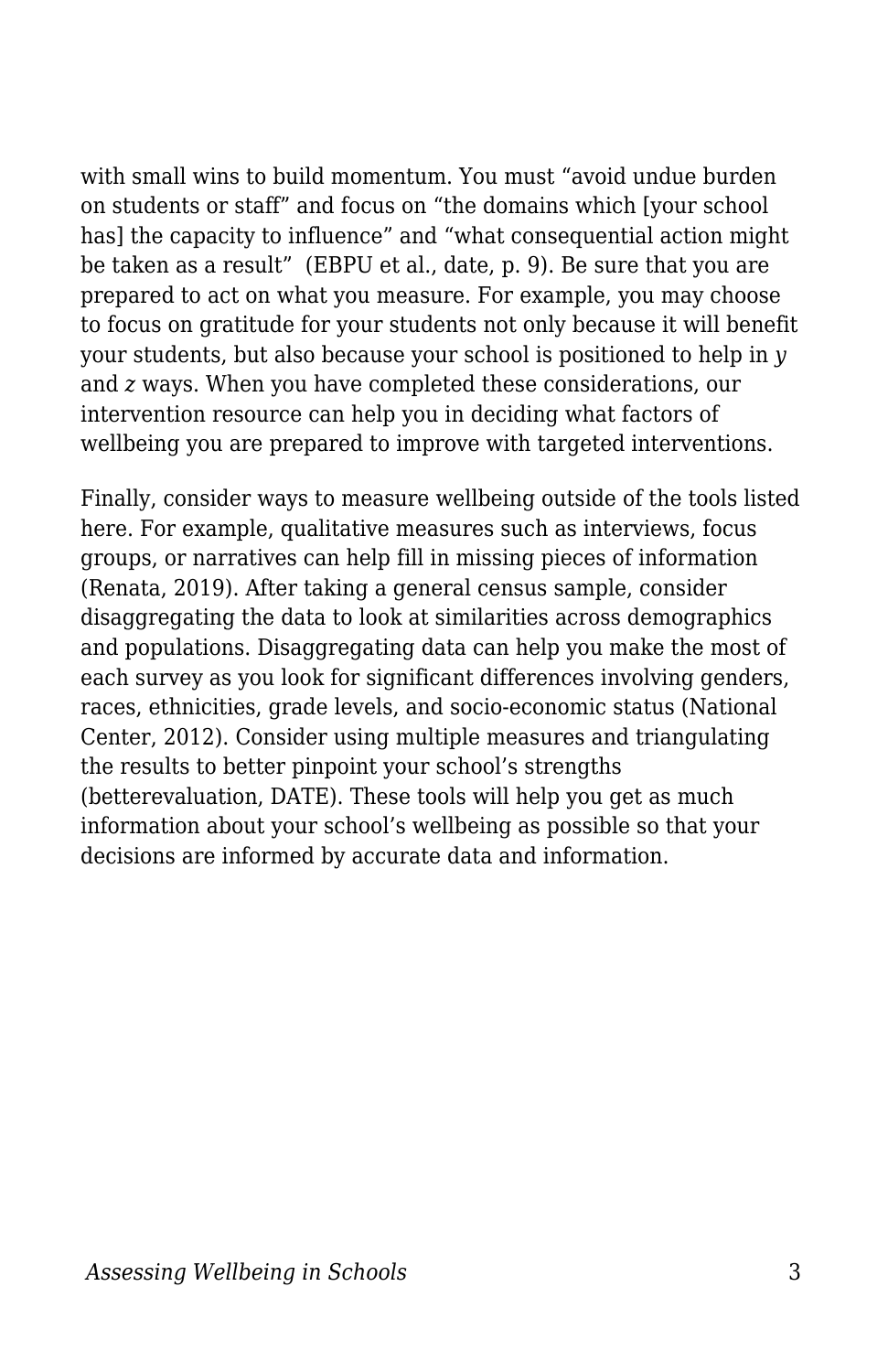with small wins to build momentum. You must “avoid undue burden on students or staff” and focus on “the domains which [your school has] the capacity to influence” and “what consequential action might be taken as a result” (EBPU et al., date, p. 9). Be sure that you are prepared to act on what you measure. For example, you may choose to focus on gratitude for your students not only because it will benefit your students, but also because your school is positioned to help in *y* and *z* ways. When you have completed these considerations, our intervention resource can help you in deciding what factors of wellbeing you are prepared to improve with targeted interventions.

Finally, consider ways to measure wellbeing outside of the tools listed here. For example, qualitative measures such as interviews, focus groups, or narratives can help fill in missing pieces of information (Renata, 2019). After taking a general census sample, consider disaggregating the data to look at similarities across demographics and populations. Disaggregating data can help you make the most of each survey as you look for significant differences involving genders, races, ethnicities, grade levels, and socio-economic status (National Center, 2012). Consider using multiple measures and triangulating the results to better pinpoint your school’s strengths (betterevaluation, DATE). These tools will help you get as much information about your school’s wellbeing as possible so that your decisions are informed by accurate data and information.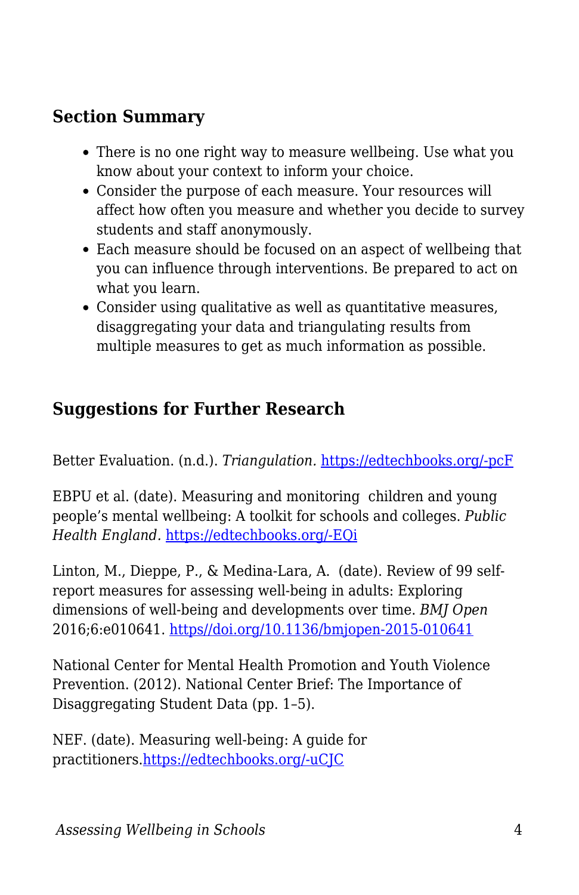### Section Summary

- There is no one right way to measure wellbeing. Use what you know about your context to inform your choice.
- Consider the purpose of each measure. Your resources will affect how often you measure and whether you decide to survey students and staff anonymously.
- Each measure should be focused on an aspect of wellbeing that you can influence through interventions. Be prepared to act on what you learn.
- Consider using qualitative as well as quantitative measures, disaggregating your data and triangulating results from multiple measures to get as much information as possible.

### Suggestions for Further Research

Better Evaluation. (n.d.). *Triangulation.* https://edtechbooks.org/-pcF

EBPU et al. (date). Measuring and monitoring  children and young people's mental wellbeing: A toolkit for schools and colleges. *Public Health England.* https://edtechbooks.org/-EQi

Linton, M., Dieppe, P., & Medina-Lara, A.  (date). Review of 99 self-report measures for assessing well-being in adults: Exploring dimensions of well-being and developments over time. *BMJ Open* 2016;6:e010641. https//doi.org/10.1136/bmjopen-2015-010641

National Center for Mental Health Promotion and Youth Violence Prevention. (2012). National Center Brief: The Importance of Disaggregating Student Data (pp. 1–5).

NEF. (date). Measuring well-being: A guide for practitioners.https://edtechbooks.org/-uCJC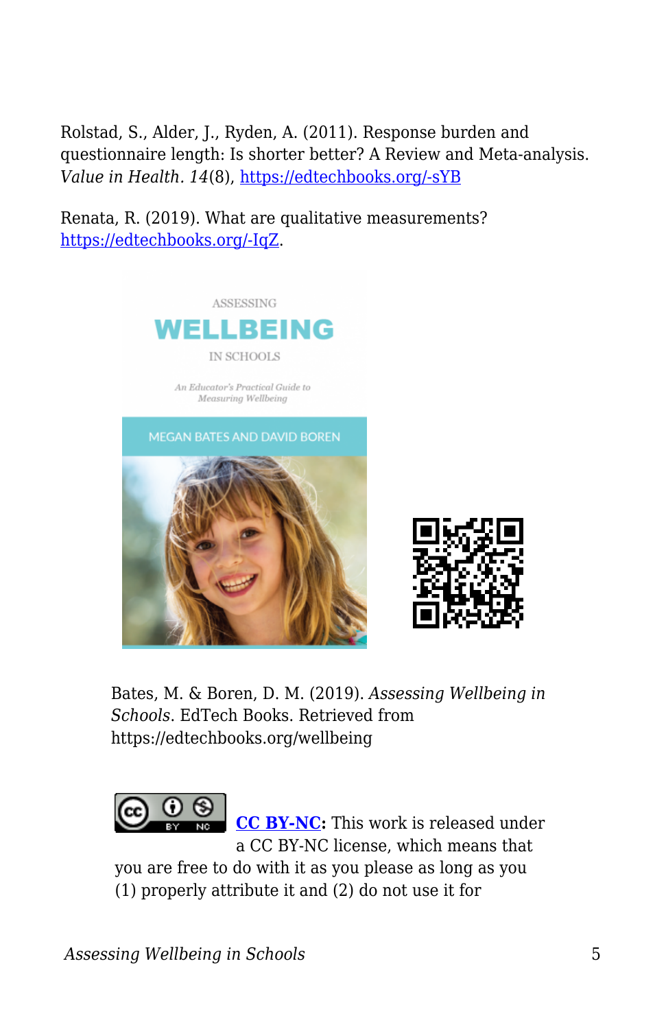Rolstad, S., Alder, J., Ryden, A. (2011). Response burden and questionnaire length: Is shorter better? A Review and Meta-analysis. *Value in Health*. *14*(8), [https://edtechbooks.org/-sYB](https://edtechbooks.org/-sYB)

Renata, R. (2019). What are qualitative measurements? [https://edtechbooks.org/-IqZ](https://edtechbooks.org/-IqZ).

Bates, M. & Boren, D. M. (2019). *Assessing Wellbeing in Schools*. EdTech Books. Retrieved from https://edtechbooks.org/wellbeing

**[CC BY-NC](https://creativecommons.org/licenses/by-nc/4.0/):** This work is released under a CC BY-NC license, which means that you are free to do with it as you please as long as you (1) properly attribute it and (2) do not use it for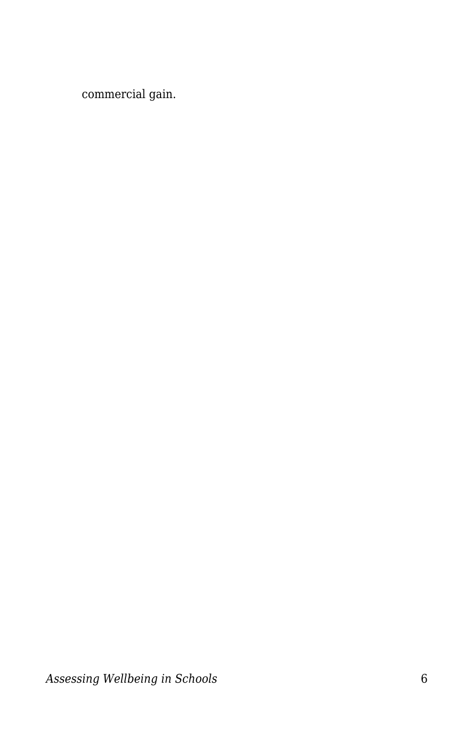commercial gain.